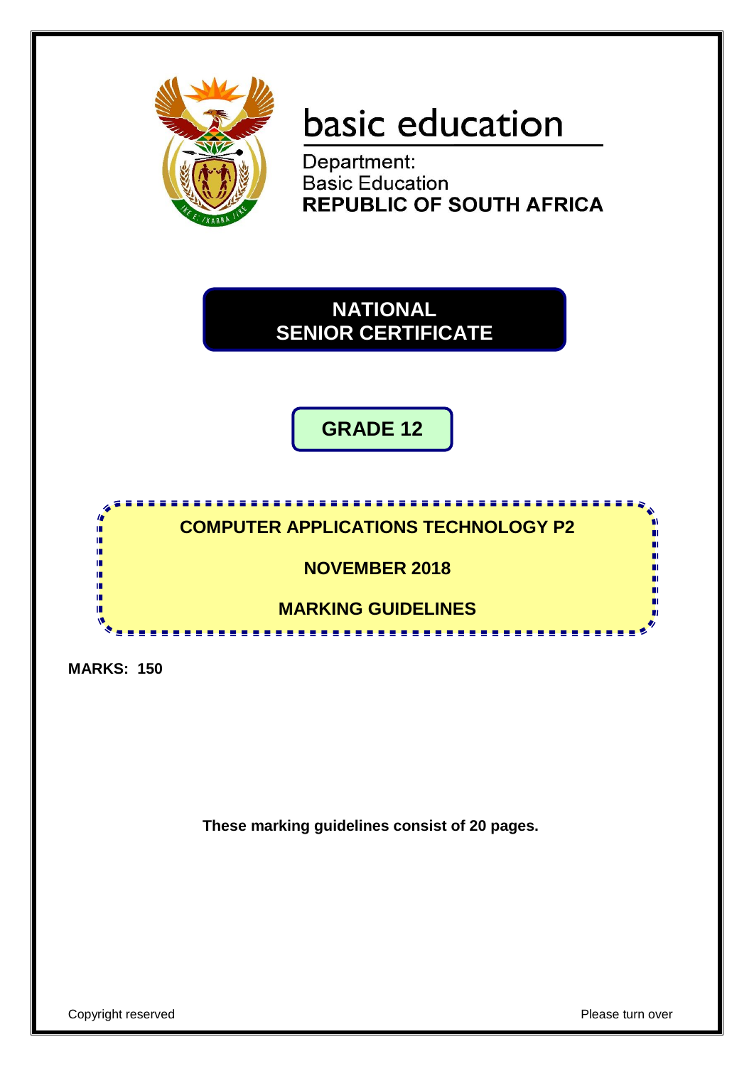basic education

Department:
Basic Education
**REPUBLIC OF SOUTH AFRICA**

# NATIONAL SENIOR CERTIFICATE

## GRADE 12

## COMPUTER APPLICATIONS TECHNOLOGY P2

## NOVEMBER 2018

## MARKING GUIDELINES

**MARKS: 150**

**These marking guidelines consist of 20 pages.**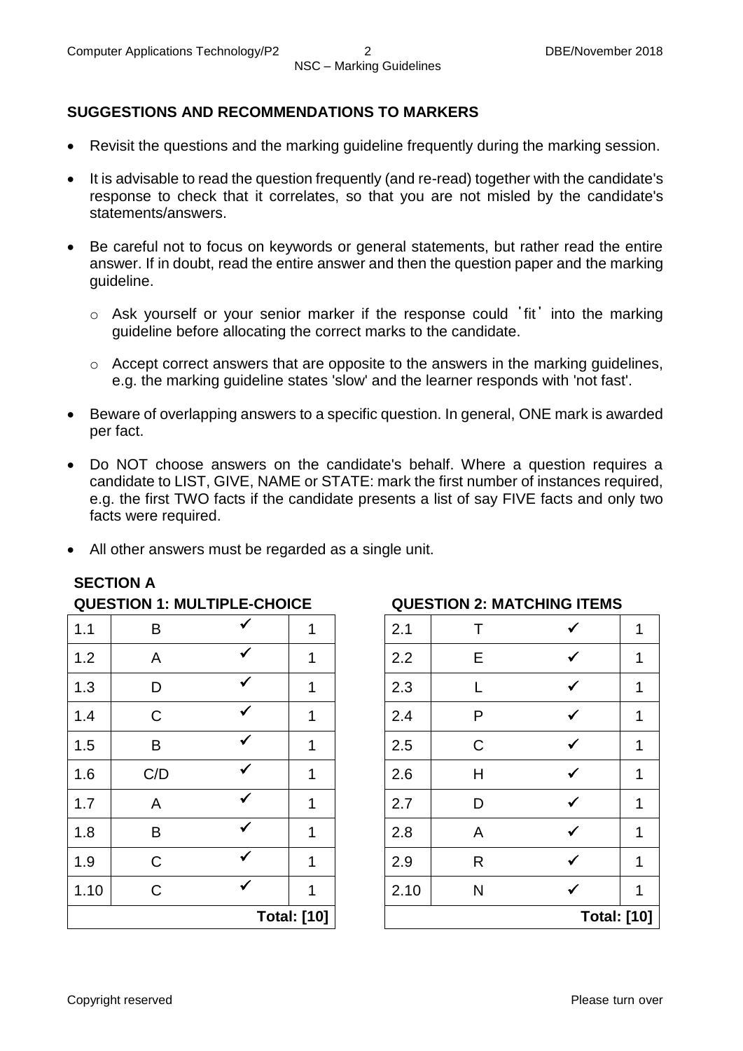## SUGGESTIONS AND RECOMMENDATIONS TO MARKERS

- Revisit the questions and the marking guideline frequently during the marking session.
- It is advisable to read the question frequently (and re-read) together with the candidate's response to check that it correlates, so that you are not misled by the candidate's statements/answers.
- Be careful not to focus on keywords or general statements, but rather read the entire answer. If in doubt, read the entire answer and then the question paper and the marking guideline.
  - Ask yourself or your senior marker if the response could 'fit' into the marking guideline before allocating the correct marks to the candidate.
  - Accept correct answers that are opposite to the answers in the marking guidelines, e.g. the marking guideline states 'slow' and the learner responds with 'not fast'.
- Beware of overlapping answers to a specific question. In general, ONE mark is awarded per fact.
- Do NOT choose answers on the candidate's behalf. Where a question requires a candidate to LIST, GIVE, NAME or STATE: mark the first number of instances required, e.g. the first TWO facts if the candidate presents a list of say FIVE facts and only two facts were required.
- All other answers must be regarded as a single unit.

## SECTION A

### QUESTION 1: MULTIPLE-CHOICE

| | | | |
|---|---|---|---|
| 1.1 | B | ✓ | 1 |
| 1.2 | A | ✓ | 1 |
| 1.3 | D | ✓ | 1 |
| 1.4 | C | ✓ | 1 |
| 1.5 | B | ✓ | 1 |
| 1.6 | C/D | ✓ | 1 |
| 1.7 | A | ✓ | 1 |
| 1.8 | B | ✓ | 1 |
| 1.9 | C | ✓ | 1 |
| 1.10 | C | ✓ | 1 |
| | | | **Total: [10]** |

### QUESTION 2: MATCHING ITEMS

| | | | |
|---|---|---|---|
| 2.1 | T | ✓ | 1 |
| 2.2 | E | ✓ | 1 |
| 2.3 | L | ✓ | 1 |
| 2.4 | P | ✓ | 1 |
| 2.5 | C | ✓ | 1 |
| 2.6 | H | ✓ | 1 |
| 2.7 | D | ✓ | 1 |
| 2.8 | A | ✓ | 1 |
| 2.9 | R | ✓ | 1 |
| 2.10 | N | ✓ | 1 |
| | | | **Total: [10]** |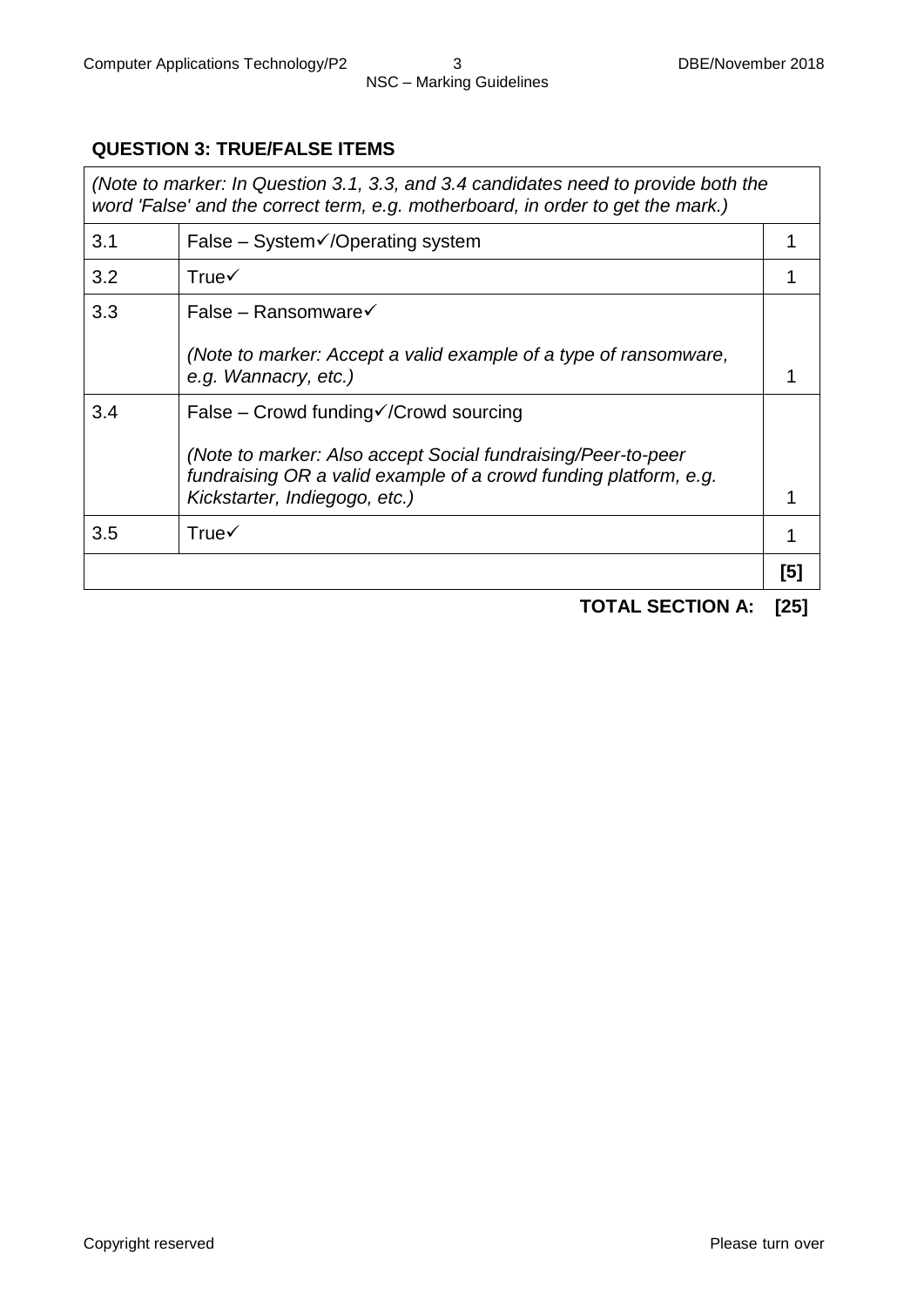## QUESTION 3: TRUE/FALSE ITEMS

| *(Note to marker: In Question 3.1, 3.3, and 3.4 candidates need to provide both the word 'False' and the correct term, e.g. motherboard, in order to get the mark.)* | | |
|---|---|---|
| 3.1 | False – System✓/Operating system | 1 |
| 3.2 | True✓ | 1 |
| 3.3 | False – Ransomware✓<br><br>*(Note to marker: Accept a valid example of a type of ransomware, e.g. Wannacry, etc.)* | 1 |
| 3.4 | False – Crowd funding✓/Crowd sourcing<br><br>*(Note to marker: Also accept Social fundraising/Peer-to-peer fundraising OR a valid example of a crowd funding platform, e.g. Kickstarter, Indiegogo, etc.)* | 1 |
| 3.5 | True✓ | 1 |
| | | **[5]** |

**TOTAL SECTION A: [25]**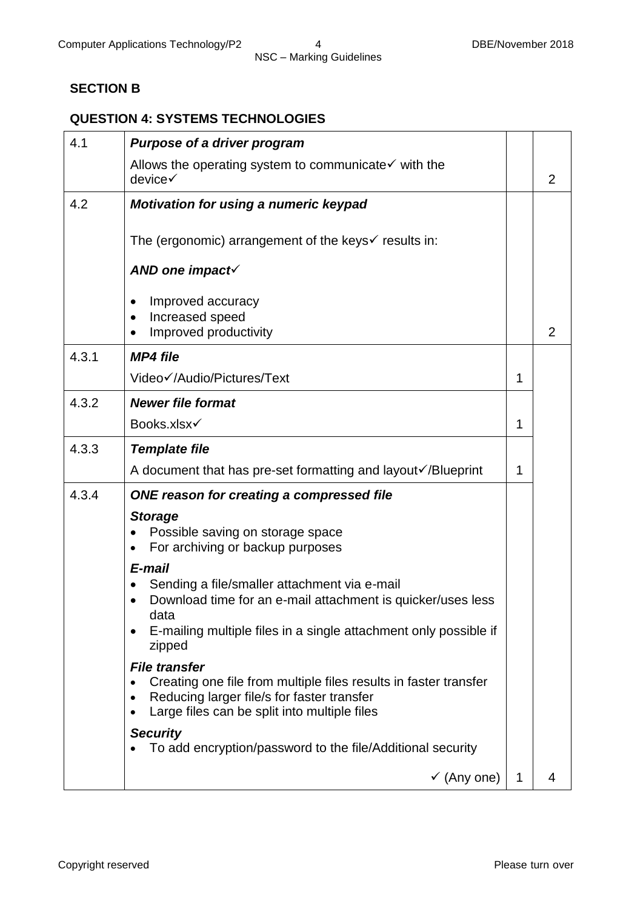## SECTION B

### QUESTION 4: SYSTEMS TECHNOLOGIES

| | | | |
|---|---|---|---|
| 4.1 | ***Purpose of a driver program***<br>Allows the operating system to communicate✓ with the device✓ | | 2 |
| 4.2 | ***Motivation for using a numeric keypad***<br>The (ergonomic) arrangement of the keys✓ results in:<br>***AND one impact***✓<br>• Improved accuracy<br>• Increased speed<br>• Improved productivity | | 2 |
| 4.3.1 | ***MP4 file***<br>Video✓/Audio/Pictures/Text | 1 | |
| 4.3.2 | ***Newer file format***<br>Books.xlsx✓ | 1 | |
| 4.3.3 | ***Template file***<br>A document that has pre-set formatting and layout✓/Blueprint | 1 | |
| 4.3.4 | ***ONE reason for creating a compressed file***<br>***Storage***<br>• Possible saving on storage space<br>• For archiving or backup purposes<br>***E-mail***<br>• Sending a file/smaller attachment via e-mail<br>• Download time for an e-mail attachment is quicker/uses less data<br>• E-mailing multiple files in a single attachment only possible if zipped<br>***File transfer***<br>• Creating one file from multiple files results in faster transfer<br>• Reducing larger file/s for faster transfer<br>• Large files can be split into multiple files<br>***Security***<br>• To add encryption/password to the file/Additional security<br>✓ (Any one) | 1 | 4 |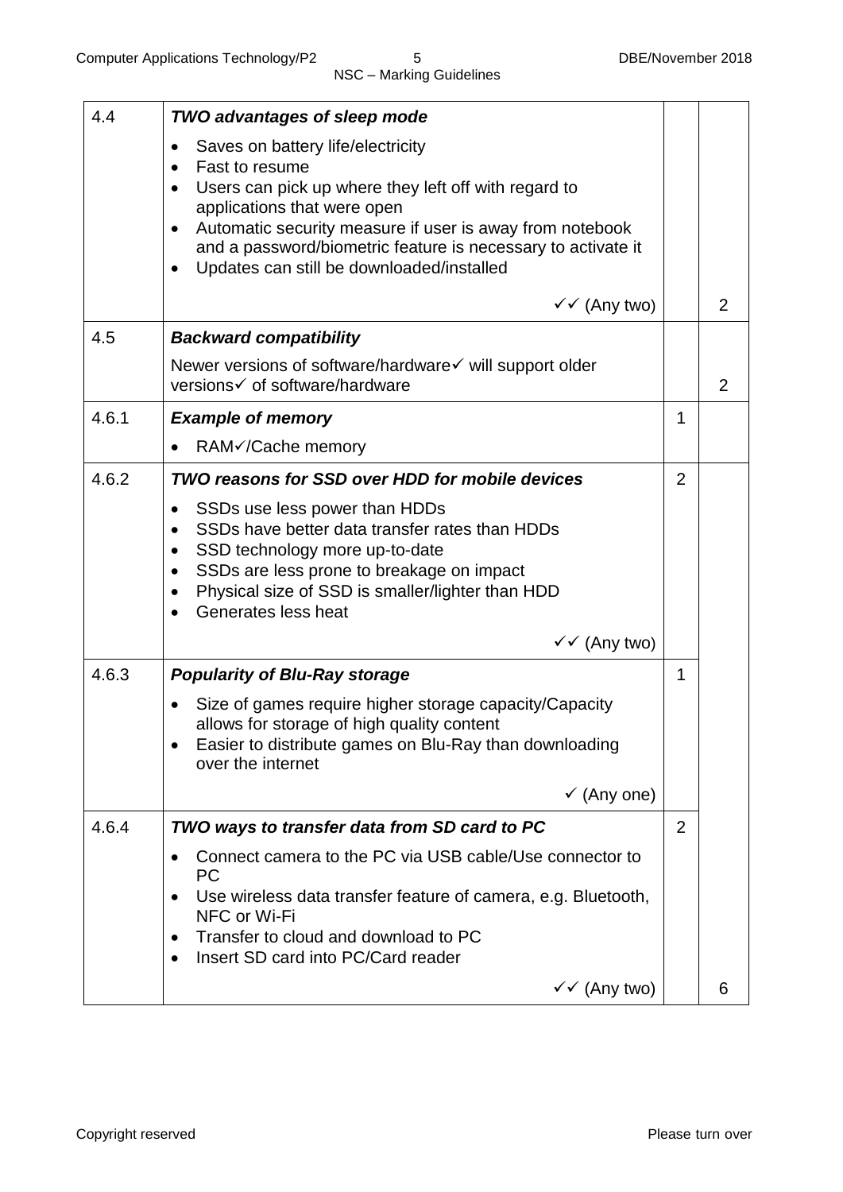| | | | |
|---|---|---|---|
| 4.4 | ***TWO advantages of sleep mode***<br>• Saves on battery life/electricity<br>• Fast to resume<br>• Users can pick up where they left off with regard to applications that were open<br>• Automatic security measure if user is away from notebook and a password/biometric feature is necessary to activate it<br>• Updates can still be downloaded/installed<br>✓✓ (Any two) | | 2 |
| 4.5 | ***Backward compatibility***<br>Newer versions of software/hardware✓ will support older versions✓ of software/hardware | | 2 |
| 4.6.1 | ***Example of memory***<br>• RAM✓/Cache memory | 1 | |
| 4.6.2 | ***TWO reasons for SSD over HDD for mobile devices***<br>• SSDs use less power than HDDs<br>• SSDs have better data transfer rates than HDDs<br>• SSD technology more up-to-date<br>• SSDs are less prone to breakage on impact<br>• Physical size of SSD is smaller/lighter than HDD<br>• Generates less heat<br>✓✓ (Any two) | 2 | |
| 4.6.3 | ***Popularity of Blu-Ray storage***<br>• Size of games require higher storage capacity/Capacity allows for storage of high quality content<br>• Easier to distribute games on Blu-Ray than downloading over the internet<br>✓ (Any one) | 1 | |
| 4.6.4 | ***TWO ways to transfer data from SD card to PC***<br>• Connect camera to the PC via USB cable/Use connector to PC<br>• Use wireless data transfer feature of camera, e.g. Bluetooth, NFC or Wi-Fi<br>• Transfer to cloud and download to PC<br>• Insert SD card into PC/Card reader<br>✓✓ (Any two) | 2 | 6 |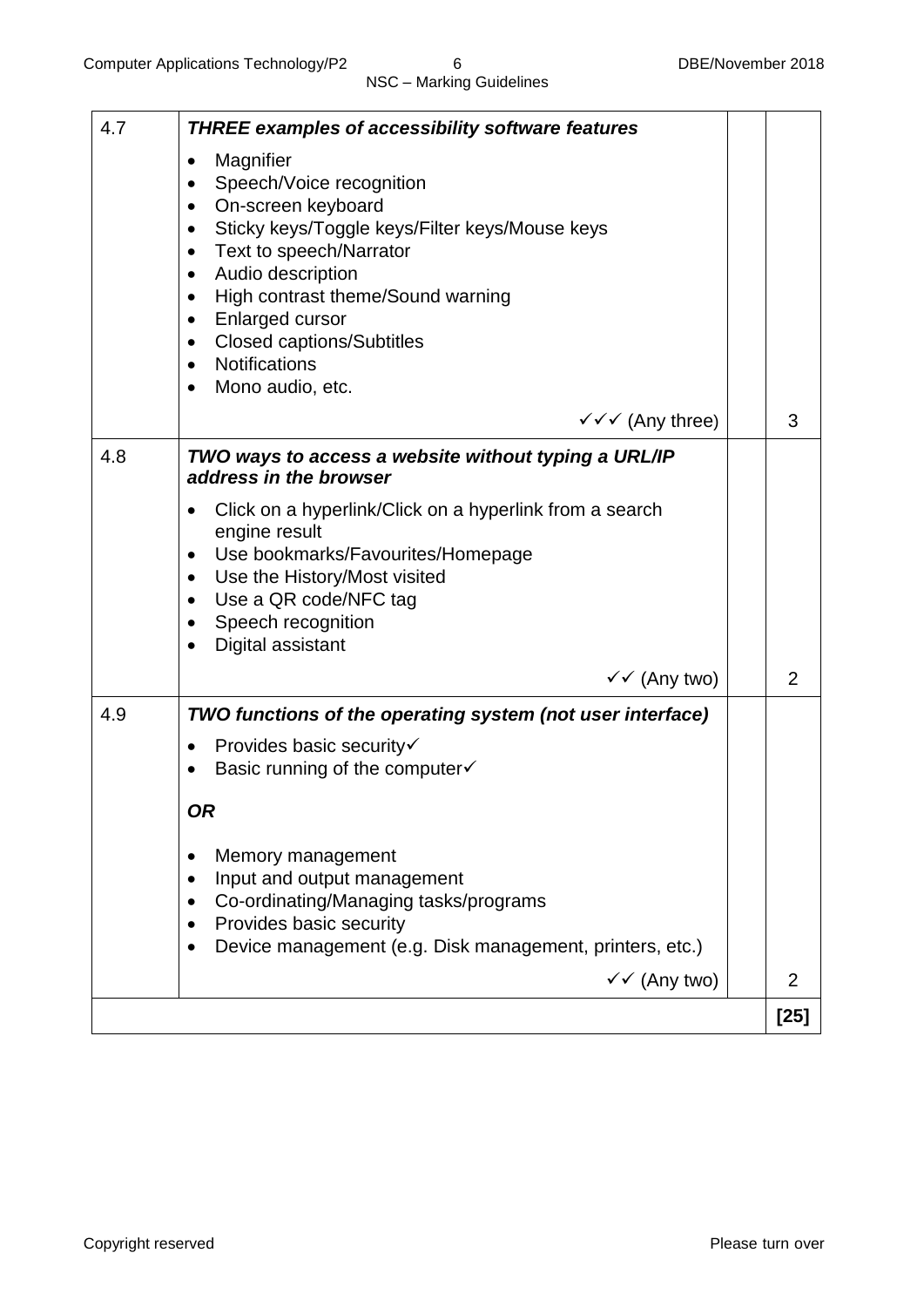| | | | |
|---|---|---|---|
| 4.7 | ***THREE examples of accessibility software features***<br><br>• Magnifier<br>• Speech/Voice recognition<br>• On-screen keyboard<br>• Sticky keys/Toggle keys/Filter keys/Mouse keys<br>• Text to speech/Narrator<br>• Audio description<br>• High contrast theme/Sound warning<br>• Enlarged cursor<br>• Closed captions/Subtitles<br>• Notifications<br>• Mono audio, etc.<br><br>✓✓✓ (Any three) | | 3 |
| 4.8 | ***TWO ways to access a website without typing a URL/IP address in the browser***<br><br>• Click on a hyperlink/Click on a hyperlink from a search engine result<br>• Use bookmarks/Favourites/Homepage<br>• Use the History/Most visited<br>• Use a QR code/NFC tag<br>• Speech recognition<br>• Digital assistant<br><br>✓✓ (Any two) | | 2 |
| 4.9 | ***TWO functions of the operating system (not user interface)***<br><br>• Provides basic security✓<br>• Basic running of the computer✓<br><br>***OR***<br><br>• Memory management<br>• Input and output management<br>• Co-ordinating/Managing tasks/programs<br>• Provides basic security<br>• Device management (e.g. Disk management, printers, etc.)<br><br>✓✓ (Any two) | | 2 |
| | | | **[25]** |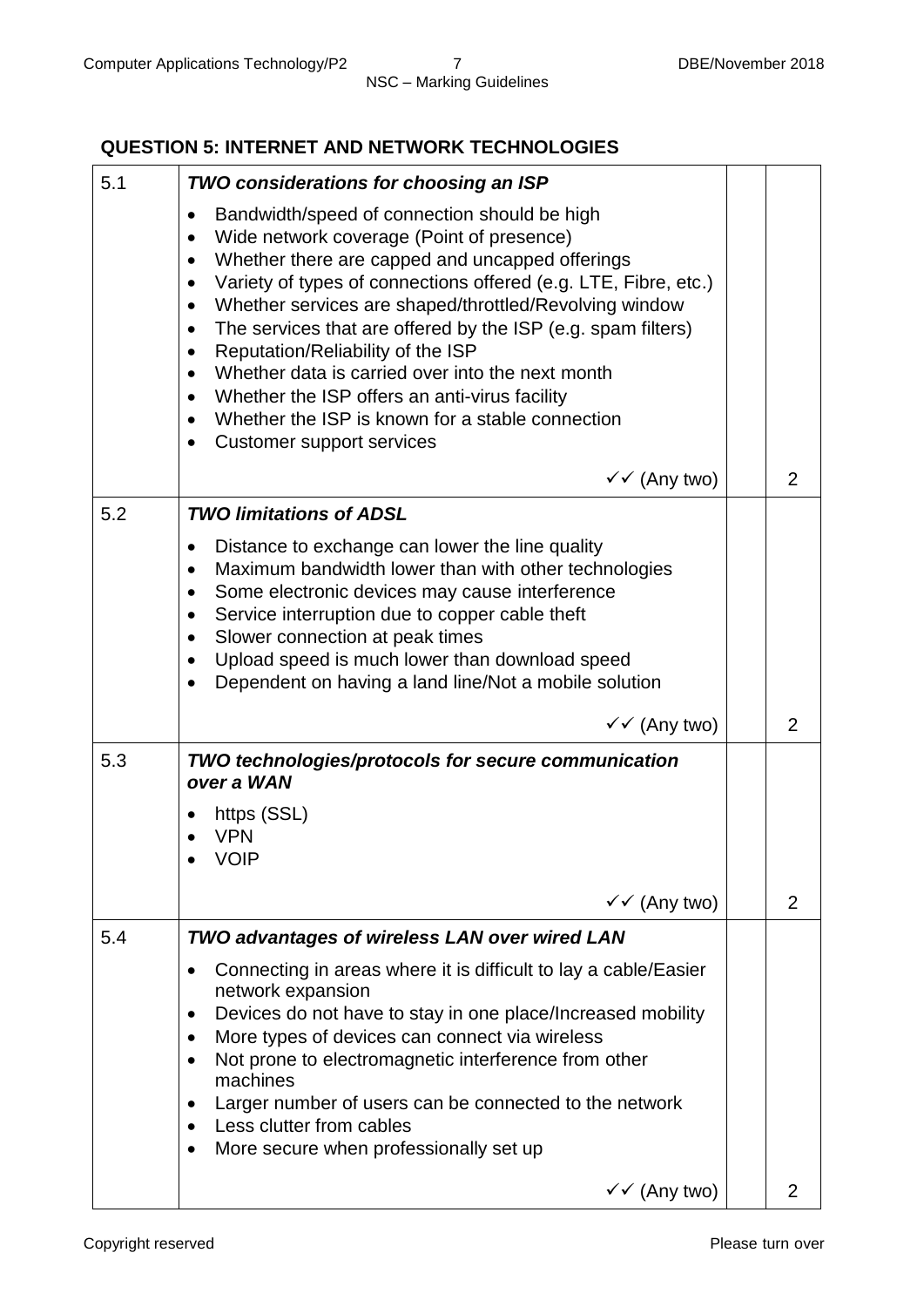## QUESTION 5: INTERNET AND NETWORK TECHNOLOGIES

| | | | |
|---|---|---|---|
| 5.1 | ***TWO considerations for choosing an ISP***<br>• Bandwidth/speed of connection should be high<br>• Wide network coverage (Point of presence)<br>• Whether there are capped and uncapped offerings<br>• Variety of types of connections offered (e.g. LTE, Fibre, etc.)<br>• Whether services are shaped/throttled/Revolving window<br>• The services that are offered by the ISP (e.g. spam filters)<br>• Reputation/Reliability of the ISP<br>• Whether data is carried over into the next month<br>• Whether the ISP offers an anti-virus facility<br>• Whether the ISP is known for a stable connection<br>• Customer support services<br>✓✓ (Any two) | | 2 |
| 5.2 | ***TWO limitations of ADSL***<br>• Distance to exchange can lower the line quality<br>• Maximum bandwidth lower than with other technologies<br>• Some electronic devices may cause interference<br>• Service interruption due to copper cable theft<br>• Slower connection at peak times<br>• Upload speed is much lower than download speed<br>• Dependent on having a land line/Not a mobile solution<br>✓✓ (Any two) | | 2 |
| 5.3 | ***TWO technologies/protocols for secure communication over a WAN***<br>• https (SSL)<br>• VPN<br>• VOIP<br>✓✓ (Any two) | | 2 |
| 5.4 | ***TWO advantages of wireless LAN over wired LAN***<br>• Connecting in areas where it is difficult to lay a cable/Easier network expansion<br>• Devices do not have to stay in one place/Increased mobility<br>• More types of devices can connect via wireless<br>• Not prone to electromagnetic interference from other machines<br>• Larger number of users can be connected to the network<br>• Less clutter from cables<br>• More secure when professionally set up<br>✓✓ (Any two) | | 2 |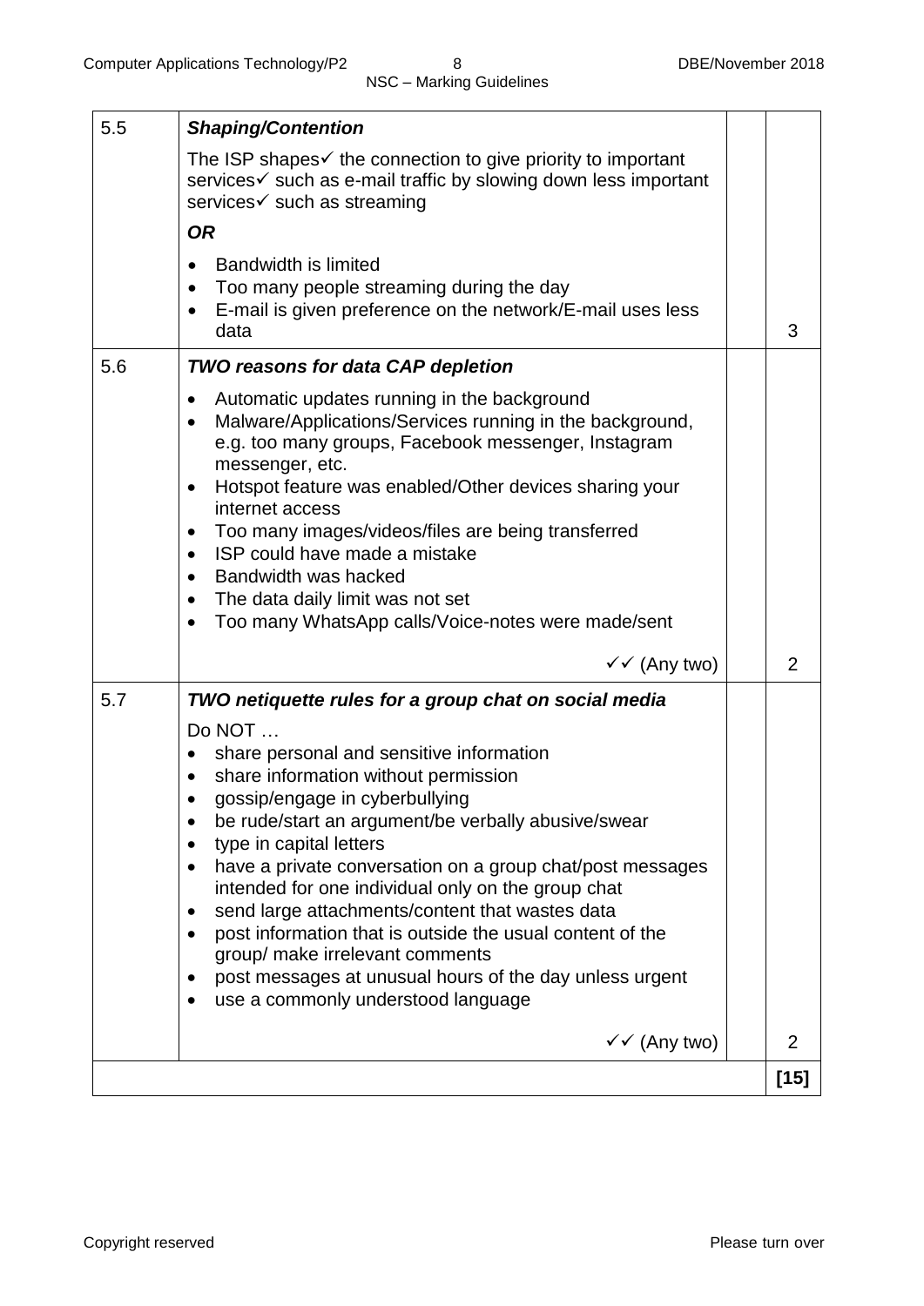| | | | |
|---|---|---|---|
| 5.5 | ***Shaping/Contention***<br><br>The ISP shapes✓ the connection to give priority to important services✓ such as e-mail traffic by slowing down less important services✓ such as streaming<br><br>***OR***<br><br>• Bandwidth is limited<br>• Too many people streaming during the day<br>• E-mail is given preference on the network/E-mail uses less data | | 3 |
| 5.6 | ***TWO reasons for data CAP depletion***<br><br>• Automatic updates running in the background<br>• Malware/Applications/Services running in the background, e.g. too many groups, Facebook messenger, Instagram messenger, etc.<br>• Hotspot feature was enabled/Other devices sharing your internet access<br>• Too many images/videos/files are being transferred<br>• ISP could have made a mistake<br>• Bandwidth was hacked<br>• The data daily limit was not set<br>• Too many WhatsApp calls/Voice-notes were made/sent<br><br>✓✓ (Any two) | | 2 |
| 5.7 | ***TWO netiquette rules for a group chat on social media***<br><br>Do NOT …<br>• share personal and sensitive information<br>• share information without permission<br>• gossip/engage in cyberbullying<br>• be rude/start an argument/be verbally abusive/swear<br>• type in capital letters<br>• have a private conversation on a group chat/post messages intended for one individual only on the group chat<br>• send large attachments/content that wastes data<br>• post information that is outside the usual content of the group/ make irrelevant comments<br>• post messages at unusual hours of the day unless urgent<br>• use a commonly understood language<br><br>✓✓ (Any two) | | 2 |
| | | | **[15]** |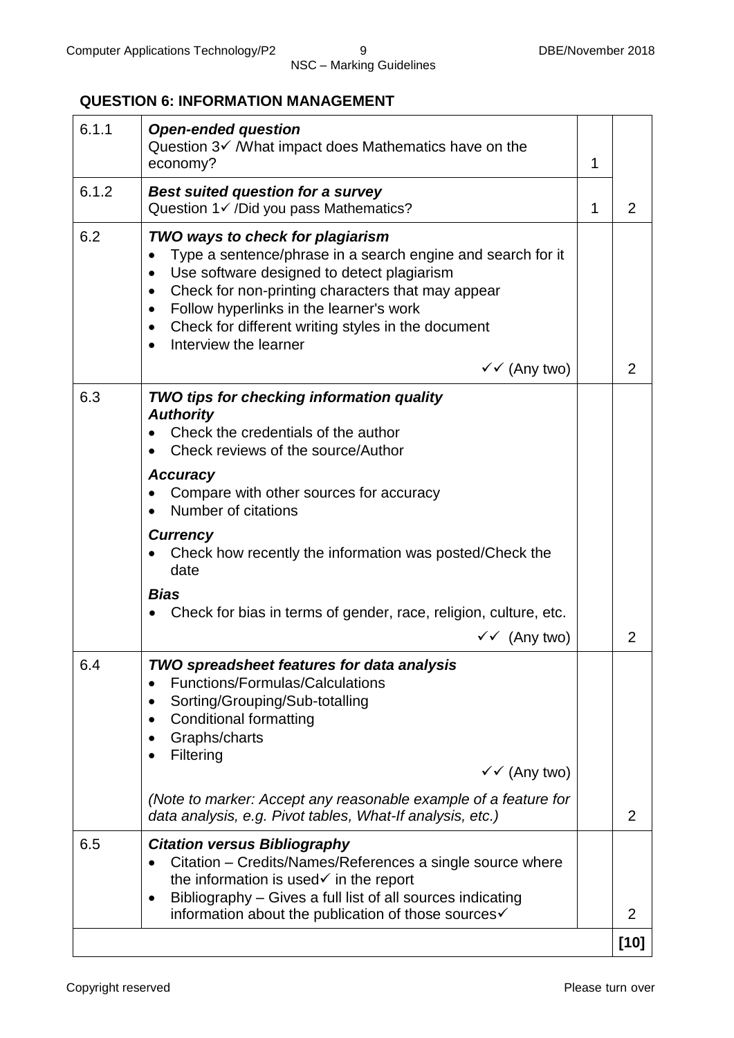## QUESTION 6: INFORMATION MANAGEMENT

| | | | |
|---|---|---|---|
| 6.1.1 | ***Open-ended question***<br>Question 3✓ /What impact does Mathematics have on the economy? | 1 | |
| 6.1.2 | ***Best suited question for a survey***<br>Question 1✓ /Did you pass Mathematics? | 1 | 2 |
| 6.2 | ***TWO ways to check for plagiarism***<br>• Type a sentence/phrase in a search engine and search for it<br>• Use software designed to detect plagiarism<br>• Check for non-printing characters that may appear<br>• Follow hyperlinks in the learner's work<br>• Check for different writing styles in the document<br>• Interview the learner<br>✓✓ (Any two) | | 2 |
| 6.3 | ***TWO tips for checking information quality***<br>***Authority***<br>• Check the credentials of the author<br>• Check reviews of the source/Author<br>***Accuracy***<br>• Compare with other sources for accuracy<br>• Number of citations<br>***Currency***<br>• Check how recently the information was posted/Check the date<br>***Bias***<br>• Check for bias in terms of gender, race, religion, culture, etc.<br>✓✓ (Any two) | | 2 |
| 6.4 | ***TWO spreadsheet features for data analysis***<br>• Functions/Formulas/Calculations<br>• Sorting/Grouping/Sub-totalling<br>• Conditional formatting<br>• Graphs/charts<br>• Filtering<br>✓✓ (Any two)<br>*(Note to marker: Accept any reasonable example of a feature for data analysis, e.g. Pivot tables, What-If analysis, etc.)* | | 2 |
| 6.5 | ***Citation versus Bibliography***<br>• Citation – Credits/Names/References a single source where the information is used✓ in the report<br>• Bibliography – Gives a full list of all sources indicating information about the publication of those sources✓ | | 2 |
| | | | **[10]** |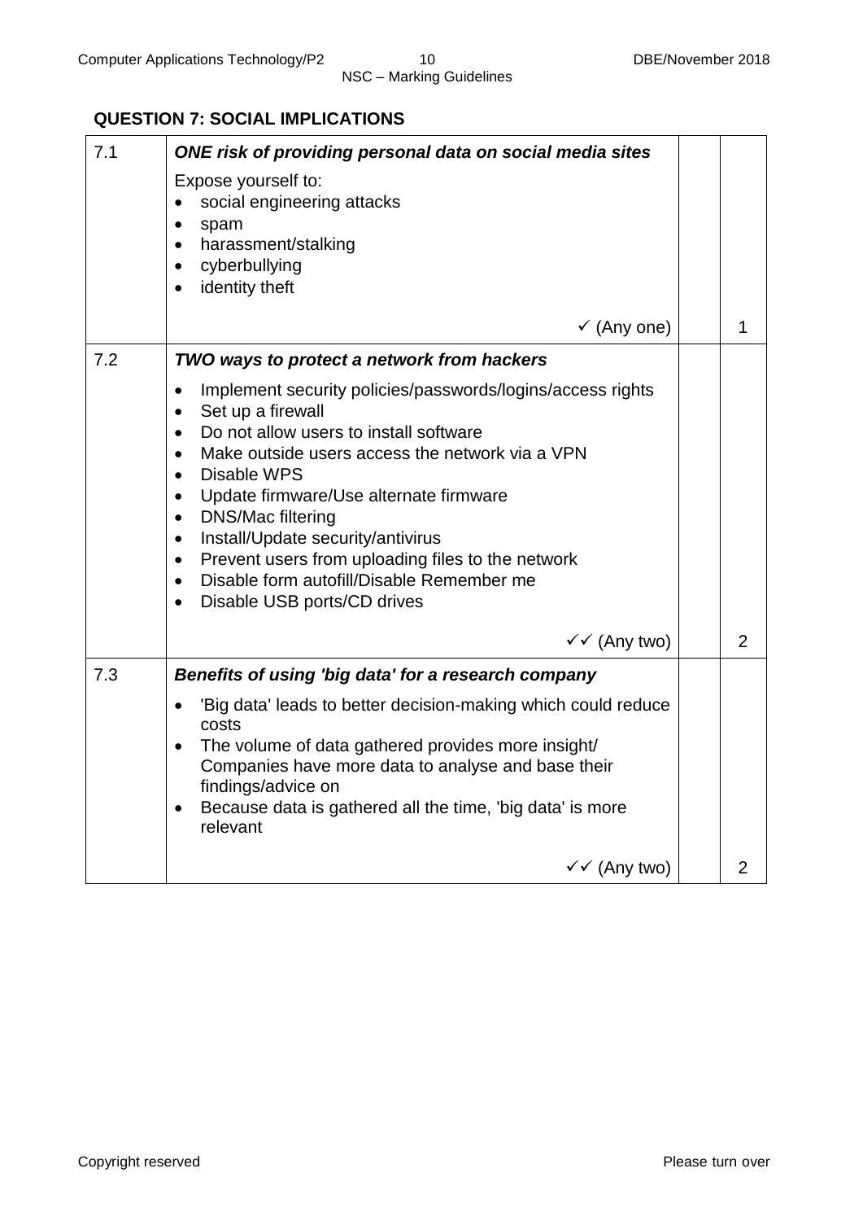## QUESTION 7: SOCIAL IMPLICATIONS

| | | | |
|---|---|---|---|
| 7.1 | ***ONE risk of providing personal data on social media sites***<br><br>Expose yourself to:<br>• social engineering attacks<br>• spam<br>• harassment/stalking<br>• cyberbullying<br>• identity theft<br><br>✓ (Any one) | | 1 |
| 7.2 | ***TWO ways to protect a network from hackers***<br><br>• Implement security policies/passwords/logins/access rights<br>• Set up a firewall<br>• Do not allow users to install software<br>• Make outside users access the network via a VPN<br>• Disable WPS<br>• Update firmware/Use alternate firmware<br>• DNS/Mac filtering<br>• Install/Update security/antivirus<br>• Prevent users from uploading files to the network<br>• Disable form autofill/Disable Remember me<br>• Disable USB ports/CD drives<br><br>✓✓ (Any two) | | 2 |
| 7.3 | ***Benefits of using 'big data' for a research company***<br><br>• 'Big data' leads to better decision-making which could reduce costs<br>• The volume of data gathered provides more insight/ Companies have more data to analyse and base their findings/advice on<br>• Because data is gathered all the time, 'big data' is more relevant<br><br>✓✓ (Any two) | | 2 |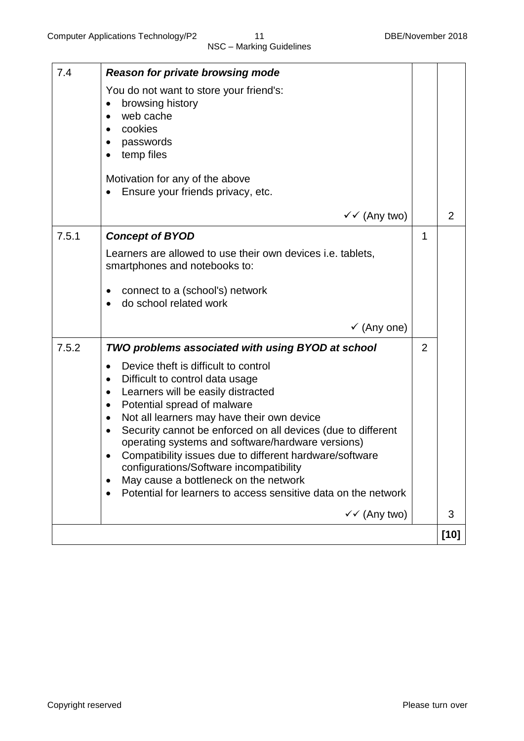| | | | |
|---|---|---|---|
| 7.4 | ***Reason for private browsing mode***<br><br>You do not want to store your friend's:<br>• browsing history<br>• web cache<br>• cookies<br>• passwords<br>• temp files<br><br>Motivation for any of the above<br>• Ensure your friends privacy, etc.<br><br>✓✓ (Any two) | | 2 |
| 7.5.1 | ***Concept of BYOD***<br><br>Learners are allowed to use their own devices i.e. tablets, smartphones and notebooks to:<br><br>• connect to a (school's) network<br>• do school related work<br><br>✓ (Any one) | 1 | |
| 7.5.2 | ***TWO problems associated with using BYOD at school***<br><br>• Device theft is difficult to control<br>• Difficult to control data usage<br>• Learners will be easily distracted<br>• Potential spread of malware<br>• Not all learners may have their own device<br>• Security cannot be enforced on all devices (due to different operating systems and software/hardware versions)<br>• Compatibility issues due to different hardware/software configurations/Software incompatibility<br>• May cause a bottleneck on the network<br>• Potential for learners to access sensitive data on the network<br><br>✓✓ (Any two) | 2 | 3 |
| | | | **[10]** |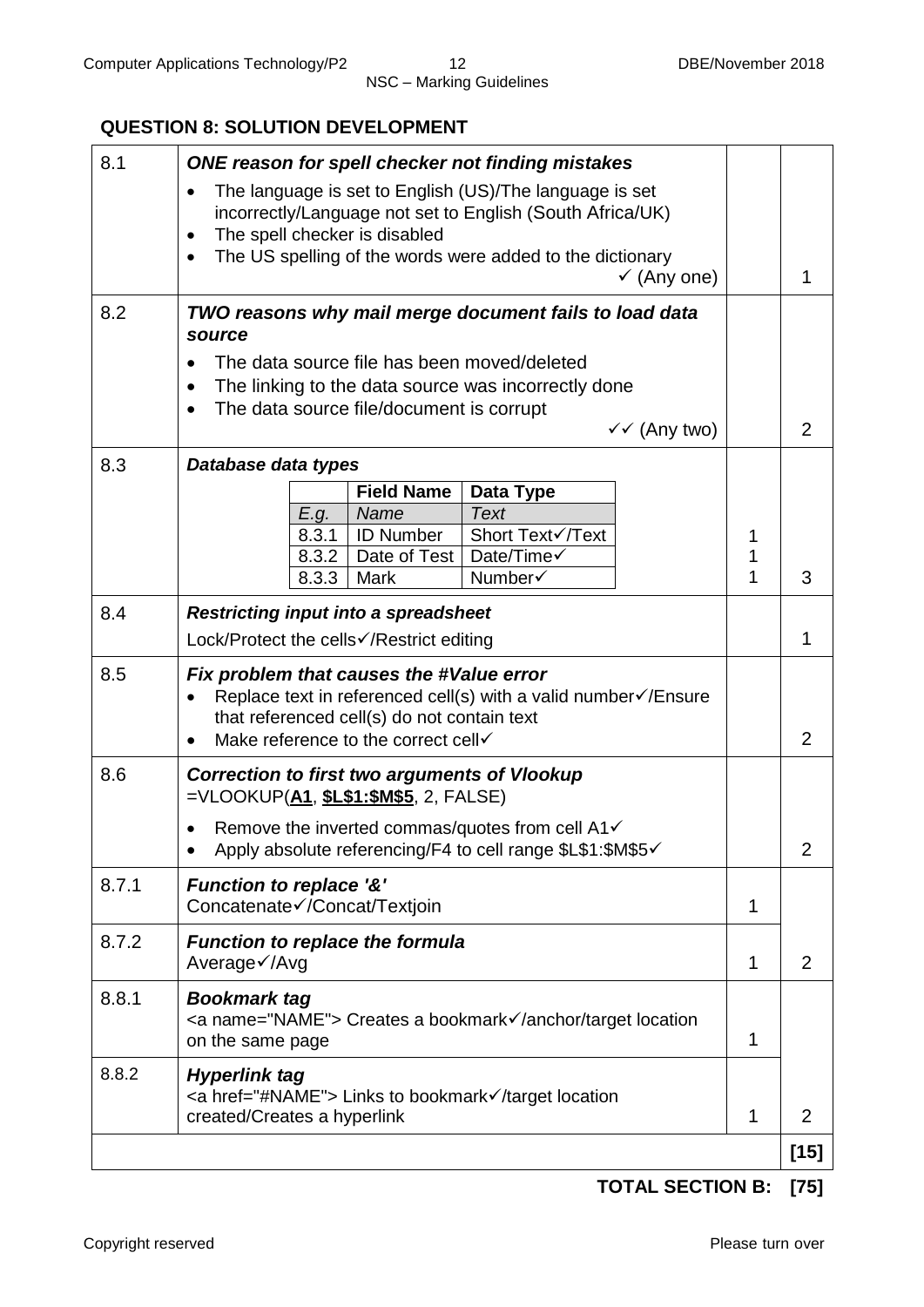## QUESTION 8: SOLUTION DEVELOPMENT

| | | | |
|---|---|---|---|
| 8.1 | ***ONE reason for spell checker not finding mistakes***<br>• The language is set to English (US)/The language is set incorrectly/Language not set to English (South Africa/UK)<br>• The spell checker is disabled<br>• The US spelling of the words were added to the dictionary<br>✓ (Any one) | | 1 |
| 8.2 | ***TWO reasons why mail merge document fails to load data source***<br>• The data source file has been moved/deleted<br>• The linking to the data source was incorrectly done<br>• The data source file/document is corrupt<br>✓✓ (Any two) | | 2 |
| 8.3 | ***Database data types*** | | |
| | 8.3.1 ID Number – Short Text✓/Text | 1 | |
| | 8.3.2 Date of Test – Date/Time✓ | 1 | |
| | 8.3.3 Mark – Number✓ | 1 | 3 |
| 8.4 | ***Restricting input into a spreadsheet***<br>Lock/Protect the cells✓/Restrict editing | | 1 |
| 8.5 | ***Fix problem that causes the #Value error***<br>• Replace text in referenced cell(s) with a valid number✓/Ensure that referenced cell(s) do not contain text<br>• Make reference to the correct cell✓ | | 2 |
| 8.6 | ***Correction to first two arguments of Vlookup***<br>=VLOOKUP(**<u>A1</u>**, **<u>$L$1:$M$5</u>**, 2, FALSE)<br>• Remove the inverted commas/quotes from cell A1✓<br>• Apply absolute referencing/F4 to cell range $L$1:$M$5✓ | | 2 |
| 8.7.1 | ***Function to replace '&'***<br>Concatenate✓/Concat/Textjoin | 1 | |
| 8.7.2 | ***Function to replace the formula***<br>Average✓/Avg | 1 | 2 |
| 8.8.1 | ***Bookmark tag***<br><a name="NAME"> Creates a bookmark✓/anchor/target location on the same page | 1 | |
| 8.8.2 | ***Hyperlink tag***<br><a href="#NAME"> Links to bookmark✓/target location created/Creates a hyperlink | 1 | 2 |
| | | | **[15]** |

Table for 8.3:

| | Field Name | Data Type |
|---|---|---|
| *E.g.* | *Name* | *Text* |
| 8.3.1 | ID Number | Short Text✓/Text |
| 8.3.2 | Date of Test | Date/Time✓ |
| 8.3.3 | Mark | Number✓ |

**TOTAL SECTION B: [75]**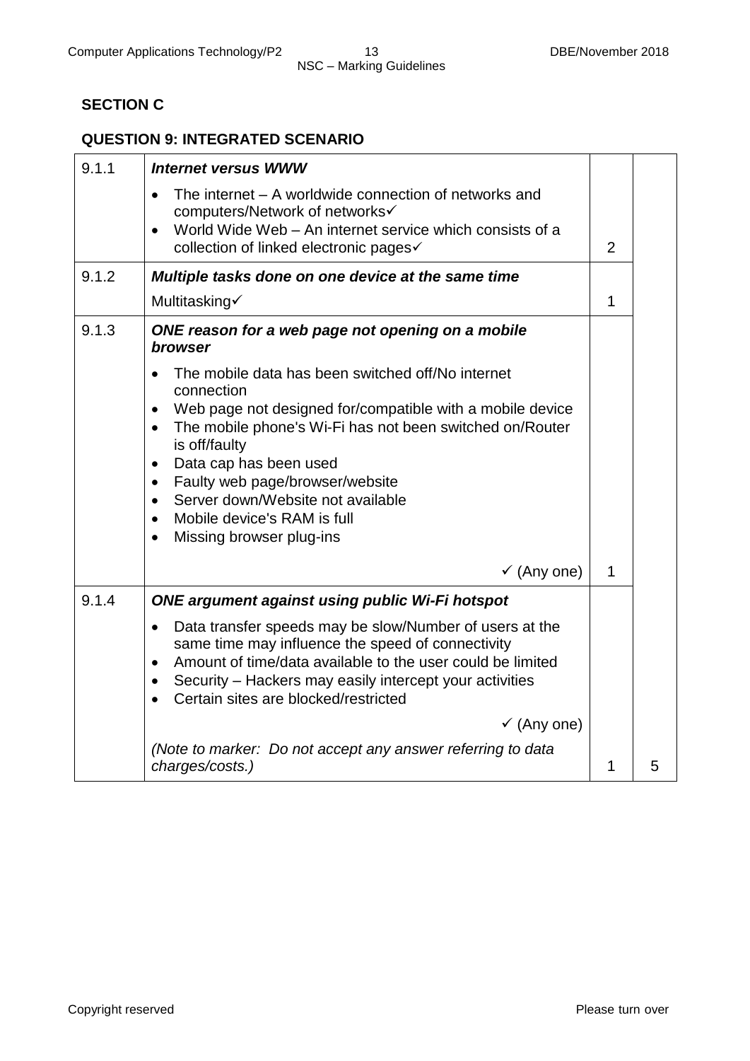## SECTION C

## QUESTION 9: INTEGRATED SCENARIO

| | | | |
|---|---|---|---|
| 9.1.1 | ***Internet versus WWW***<br>• The internet – A worldwide connection of networks and computers/Network of networks✓<br>• World Wide Web – An internet service which consists of a collection of linked electronic pages✓ | 2 | |
| 9.1.2 | ***Multiple tasks done on one device at the same time***<br>Multitasking✓ | 1 | |
| 9.1.3 | ***ONE reason for a web page not opening on a mobile browser***<br>• The mobile data has been switched off/No internet connection<br>• Web page not designed for/compatible with a mobile device<br>• The mobile phone's Wi-Fi has not been switched on/Router is off/faulty<br>• Data cap has been used<br>• Faulty web page/browser/website<br>• Server down/Website not available<br>• Mobile device's RAM is full<br>• Missing browser plug-ins<br>✓ (Any one) | 1 | |
| 9.1.4 | ***ONE argument against using public Wi-Fi hotspot***<br>• Data transfer speeds may be slow/Number of users at the same time may influence the speed of connectivity<br>• Amount of time/data available to the user could be limited<br>• Security – Hackers may easily intercept your activities<br>• Certain sites are blocked/restricted<br>✓ (Any one)<br>*(Note to marker: Do not accept any answer referring to data charges/costs.)* | 1 | 5 |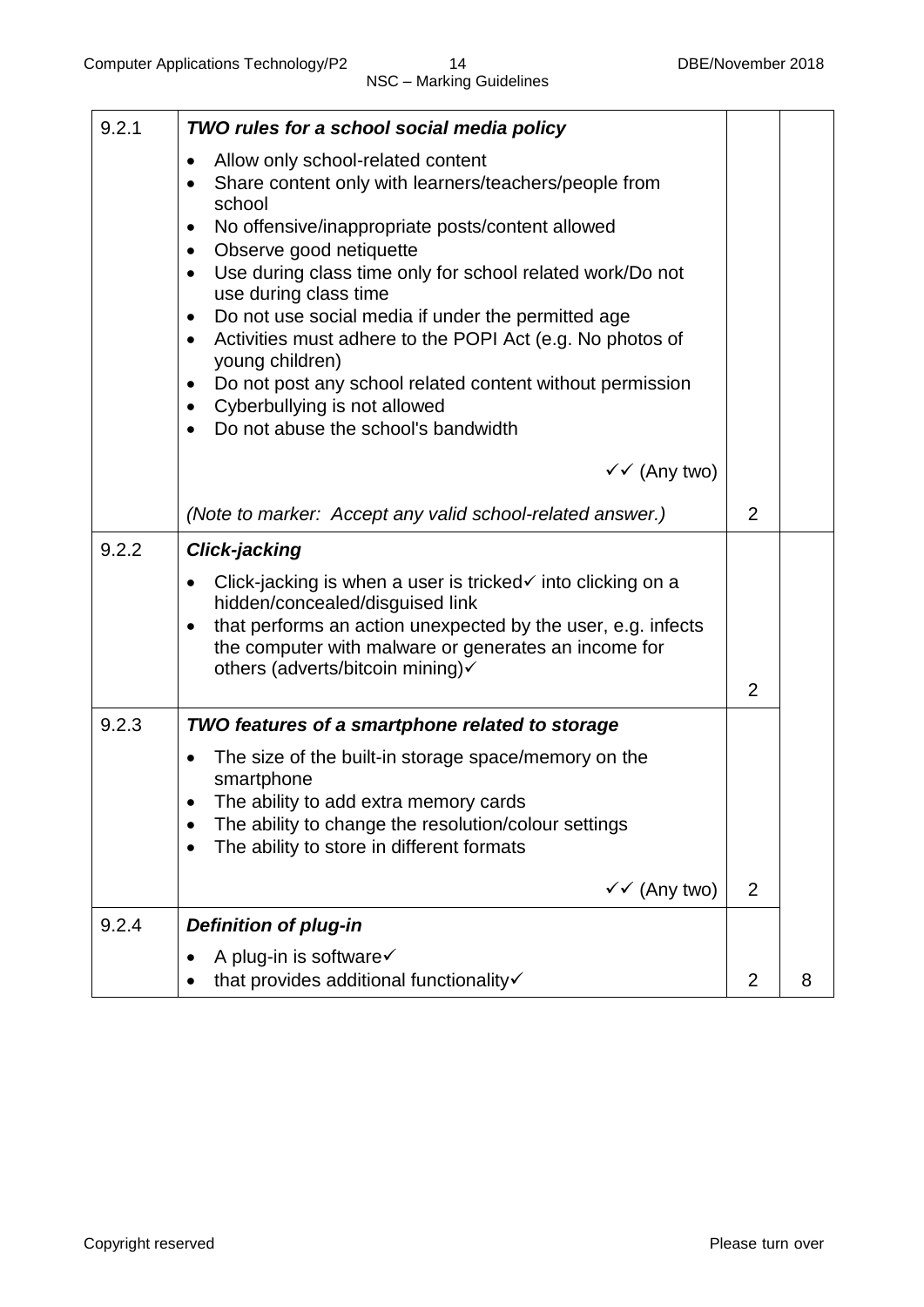| | | | |
|---|---|---|---|
| 9.2.1 | ***TWO rules for a school social media policy*** <br> • Allow only school-related content <br> • Share content only with learners/teachers/people from school <br> • No offensive/inappropriate posts/content allowed <br> • Observe good netiquette <br> • Use during class time only for school related work/Do not use during class time <br> • Do not use social media if under the permitted age <br> • Activities must adhere to the POPI Act (e.g. No photos of young children) <br> • Do not post any school related content without permission <br> • Cyberbullying is not allowed <br> • Do not abuse the school's bandwidth <br> ✓✓ (Any two) <br> *(Note to marker: Accept any valid school-related answer.)* | 2 | |
| 9.2.2 | ***Click-jacking*** <br> • Click-jacking is when a user is tricked✓ into clicking on a hidden/concealed/disguised link <br> • that performs an action unexpected by the user, e.g. infects the computer with malware or generates an income for others (adverts/bitcoin mining)✓ | 2 | |
| 9.2.3 | ***TWO features of a smartphone related to storage*** <br> • The size of the built-in storage space/memory on the smartphone <br> • The ability to add extra memory cards <br> • The ability to change the resolution/colour settings <br> • The ability to store in different formats <br> ✓✓ (Any two) | 2 | |
| 9.2.4 | ***Definition of plug-in*** <br> • A plug-in is software✓ <br> • that provides additional functionality✓ | 2 | 8 |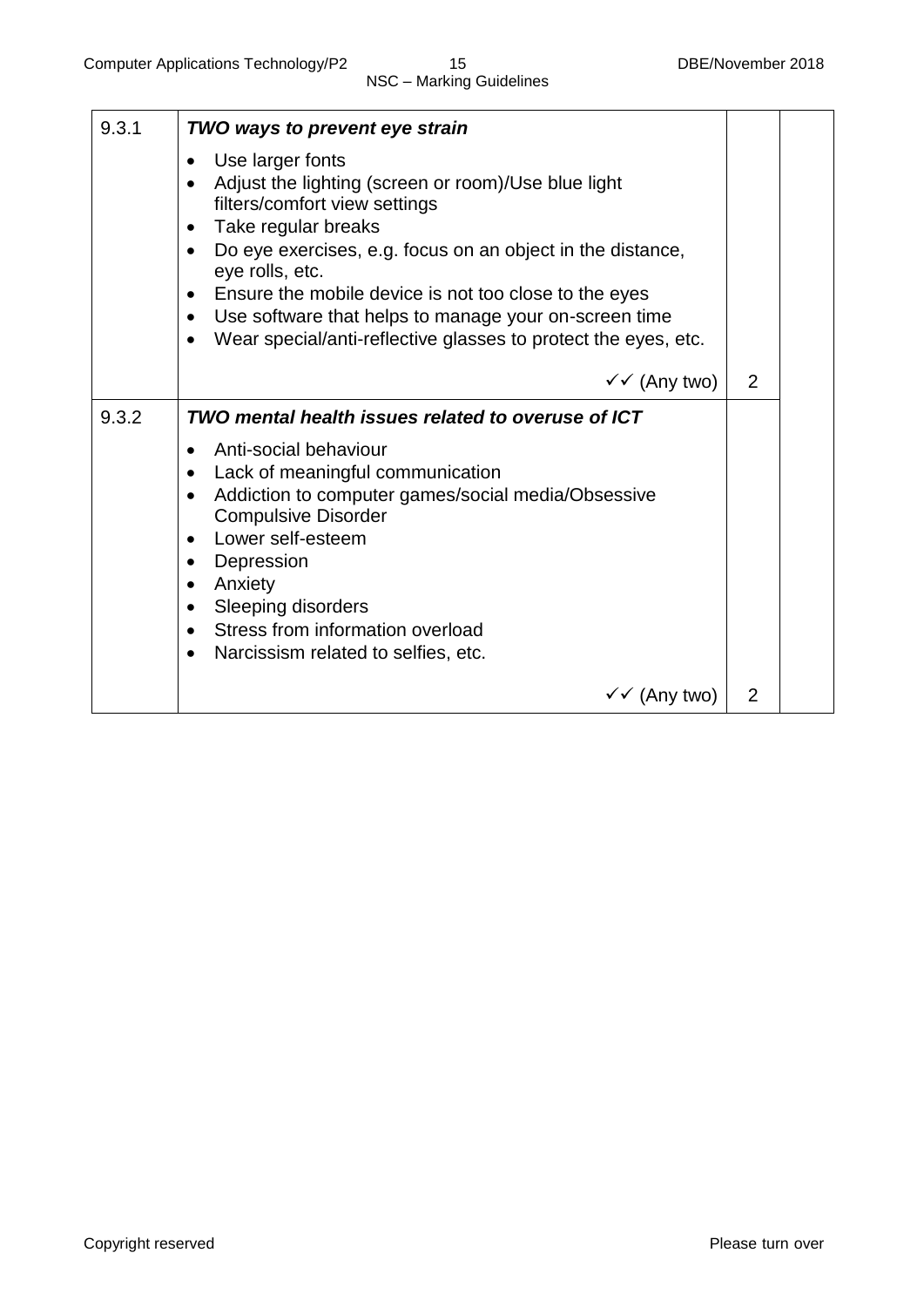| | | | |
|---|---|---|---|
| 9.3.1 | ***TWO ways to prevent eye strain***<br><br>• Use larger fonts<br>• Adjust the lighting (screen or room)/Use blue light filters/comfort view settings<br>• Take regular breaks<br>• Do eye exercises, e.g. focus on an object in the distance, eye rolls, etc.<br>• Ensure the mobile device is not too close to the eyes<br>• Use software that helps to manage your on-screen time<br>• Wear special/anti-reflective glasses to protect the eyes, etc.<br><br>✓✓ (Any two) | 2 | |
| 9.3.2 | ***TWO mental health issues related to overuse of ICT***<br><br>• Anti-social behaviour<br>• Lack of meaningful communication<br>• Addiction to computer games/social media/Obsessive Compulsive Disorder<br>• Lower self-esteem<br>• Depression<br>• Anxiety<br>• Sleeping disorders<br>• Stress from information overload<br>• Narcissism related to selfies, etc.<br><br>✓✓ (Any two) | 2 | |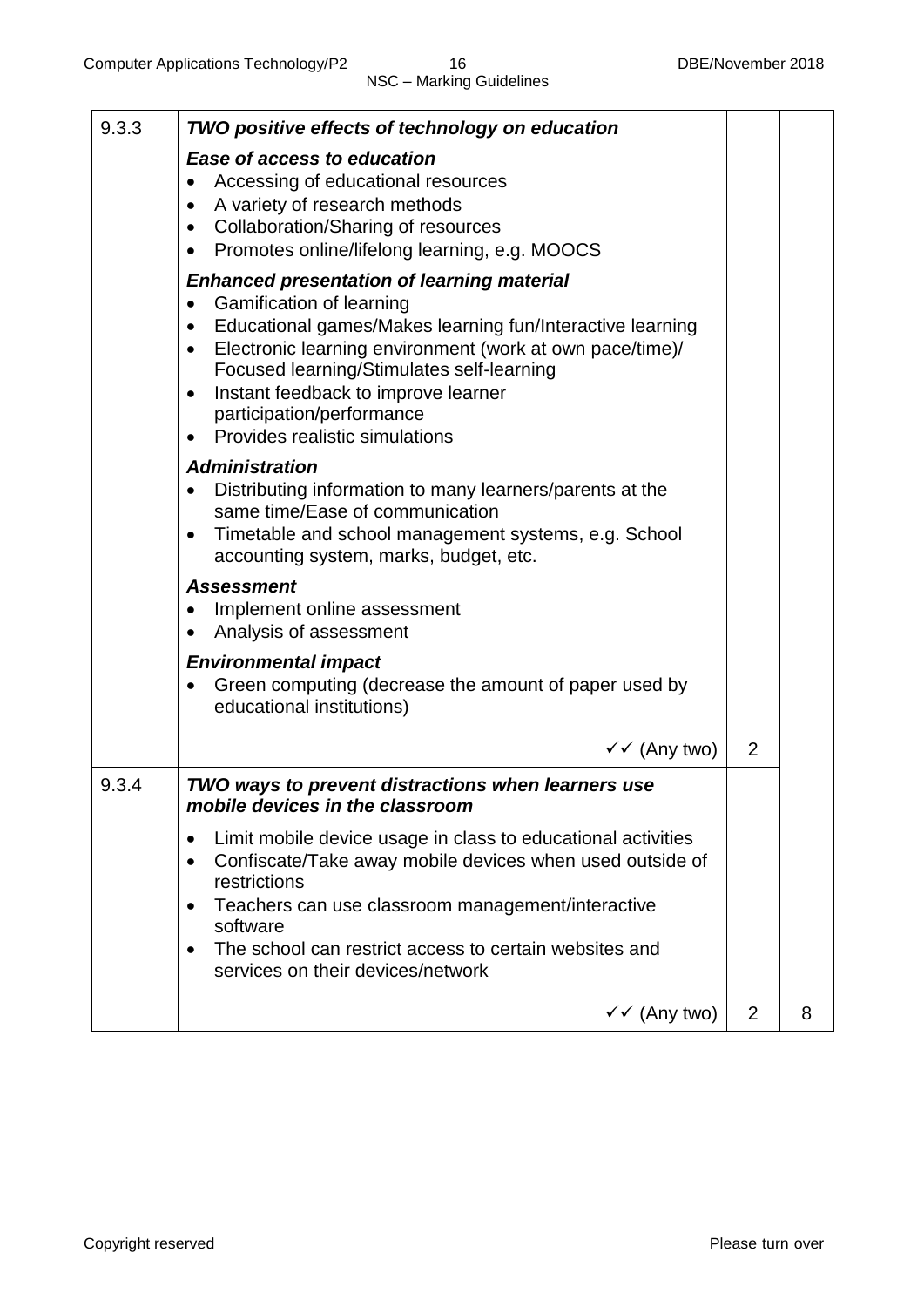| | | | |
|---|---|---|---|
| 9.3.3 | ***TWO positive effects of technology on education***<br><br>***Ease of access to education***<br>• Accessing of educational resources<br>• A variety of research methods<br>• Collaboration/Sharing of resources<br>• Promotes online/lifelong learning, e.g. MOOCS<br><br>***Enhanced presentation of learning material***<br>• Gamification of learning<br>• Educational games/Makes learning fun/Interactive learning<br>• Electronic learning environment (work at own pace/time)/ Focused learning/Stimulates self-learning<br>• Instant feedback to improve learner participation/performance<br>• Provides realistic simulations<br><br>***Administration***<br>• Distributing information to many learners/parents at the same time/Ease of communication<br>• Timetable and school management systems, e.g. School accounting system, marks, budget, etc.<br><br>***Assessment***<br>• Implement online assessment<br>• Analysis of assessment<br><br>***Environmental impact***<br>• Green computing (decrease the amount of paper used by educational institutions)<br><br>✓✓ (Any two) | 2 | |
| 9.3.4 | ***TWO ways to prevent distractions when learners use mobile devices in the classroom***<br><br>• Limit mobile device usage in class to educational activities<br>• Confiscate/Take away mobile devices when used outside of restrictions<br>• Teachers can use classroom management/interactive software<br>• The school can restrict access to certain websites and services on their devices/network<br><br>✓✓ (Any two) | 2 | 8 |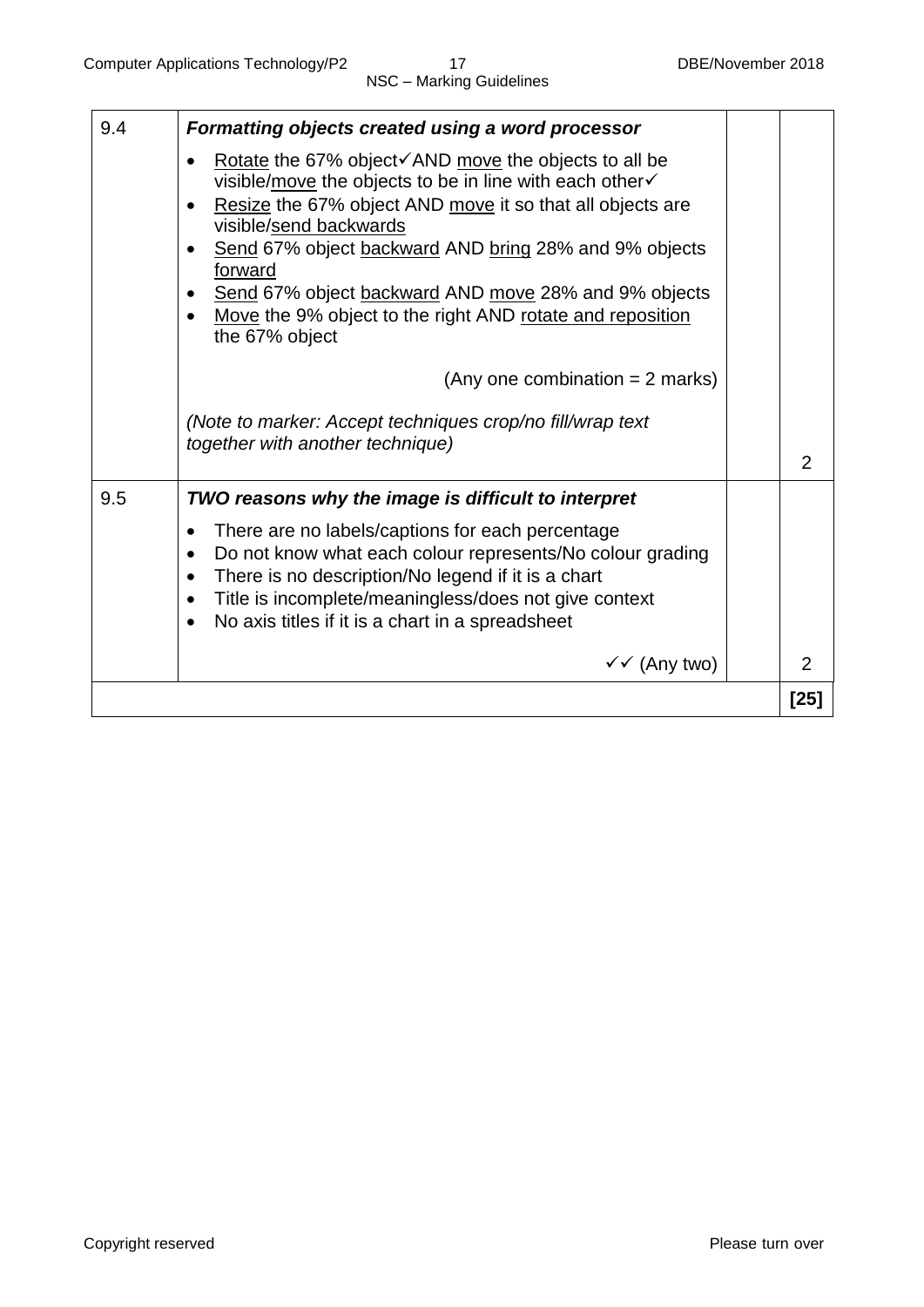| | | | |
|---|---|---|---|
| 9.4 | ***Formatting objects created using a word processor***<br><br>• Rotate the 67% object✓AND move the objects to all be visible/move the objects to be in line with each other✓<br>• Resize the 67% object AND move it so that all objects are visible/send backwards<br>• Send 67% object backward AND bring 28% and 9% objects forward<br>• Send 67% object backward AND move 28% and 9% objects<br>• Move the 9% object to the right AND rotate and reposition the 67% object<br><br>(Any one combination = 2 marks)<br><br>*(Note to marker: Accept techniques crop/no fill/wrap text together with another technique)* | | 2 |
| 9.5 | ***TWO reasons why the image is difficult to interpret***<br><br>• There are no labels/captions for each percentage<br>• Do not know what each colour represents/No colour grading<br>• There is no description/No legend if it is a chart<br>• Title is incomplete/meaningless/does not give context<br>• No axis titles if it is a chart in a spreadsheet<br><br>✓✓ (Any two) | | 2 |
| | | | **[25]** |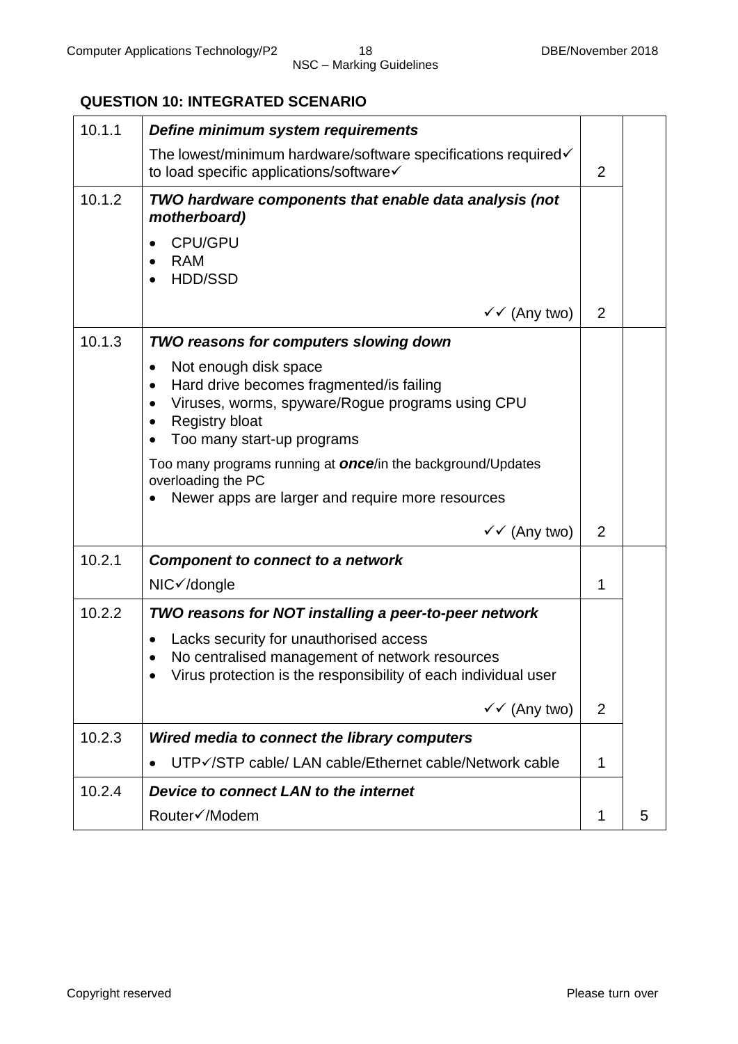## QUESTION 10: INTEGRATED SCENARIO

| | | | |
|---|---|---|---|
| 10.1.1 | ***Define minimum system requirements***<br>The lowest/minimum hardware/software specifications required✓ to load specific applications/software✓ | 2 | |
| 10.1.2 | ***TWO hardware components that enable data analysis (not motherboard)***<br>• CPU/GPU<br>• RAM<br>• HDD/SSD<br>✓✓ (Any two) | 2 | |
| 10.1.3 | ***TWO reasons for computers slowing down***<br>• Not enough disk space<br>• Hard drive becomes fragmented/is failing<br>• Viruses, worms, spyware/Rogue programs using CPU<br>• Registry bloat<br>• Too many start-up programs<br>Too many programs running at ***once***/in the background/Updates overloading the PC<br>• Newer apps are larger and require more resources<br>✓✓ (Any two) | 2 | |
| 10.2.1 | ***Component to connect to a network***<br>NIC✓/dongle | 1 | |
| 10.2.2 | ***TWO reasons for NOT installing a peer-to-peer network***<br>• Lacks security for unauthorised access<br>• No centralised management of network resources<br>• Virus protection is the responsibility of each individual user<br>✓✓ (Any two) | 2 | |
| 10.2.3 | ***Wired media to connect the library computers***<br>• UTP✓/STP cable/ LAN cable/Ethernet cable/Network cable | 1 | |
| 10.2.4 | ***Device to connect LAN to the internet***<br>Router✓/Modem | 1 | 5 |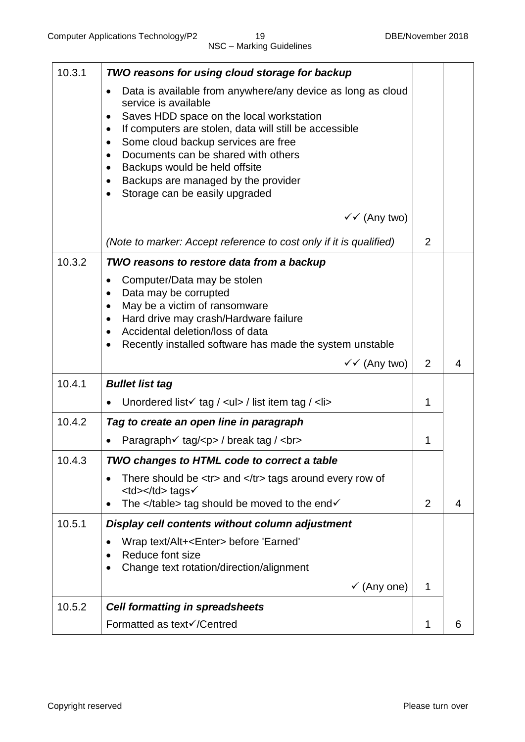| | | | |
|---|---|---|---|
| 10.3.1 | ***TWO reasons for using cloud storage for backup*** <br>• Data is available from anywhere/any device as long as cloud service is available <br>• Saves HDD space on the local workstation <br>• If computers are stolen, data will still be accessible <br>• Some cloud backup services are free <br>• Documents can be shared with others <br>• Backups would be held offsite <br>• Backups are managed by the provider <br>• Storage can be easily upgraded <br>✓✓ (Any two) <br>*(Note to marker: Accept reference to cost only if it is qualified)* | 2 | |
| 10.3.2 | ***TWO reasons to restore data from a backup*** <br>• Computer/Data may be stolen <br>• Data may be corrupted <br>• May be a victim of ransomware <br>• Hard drive may crash/Hardware failure <br>• Accidental deletion/loss of data <br>• Recently installed software has made the system unstable <br>✓✓ (Any two) | 2 | 4 |
| 10.4.1 | ***Bullet list tag*** <br>• Unordered list✓ tag / <ul> / list item tag / <li> | 1 | |
| 10.4.2 | ***Tag to create an open line in paragraph*** <br>• Paragraph✓ tag/<p> / break tag / <br> | 1 | |
| 10.4.3 | ***TWO changes to HTML code to correct a table*** <br>• There should be <tr> and </tr> tags around every row of <td></td> tags✓ <br>• The </table> tag should be moved to the end✓ | 2 | 4 |
| 10.5.1 | ***Display cell contents without column adjustment*** <br>• Wrap text/Alt+<Enter> before 'Earned' <br>• Reduce font size <br>• Change text rotation/direction/alignment <br>✓ (Any one) | 1 | |
| 10.5.2 | ***Cell formatting in spreadsheets*** <br>Formatted as text✓/Centred | 1 | 6 |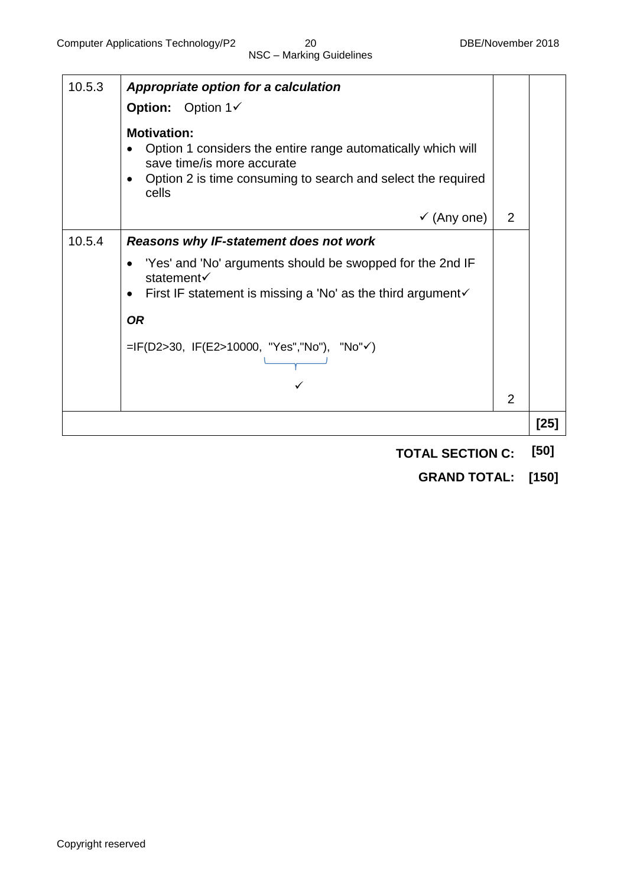| | | | |
|---|---|---|---|
| 10.5.3 | ***Appropriate option for a calculation***<br>**Option:** Option 1✓<br>**Motivation:**<br>• Option 1 considers the entire range automatically which will save time/is more accurate<br>• Option 2 is time consuming to search and select the required cells<br>✓ (Any one) | 2 | |
| 10.5.4 | ***Reasons why IF-statement does not work***<br>• 'Yes' and 'No' arguments should be swopped for the 2nd IF statement✓<br>• First IF statement is missing a 'No' as the third argument✓<br>***OR***<br>=IF(D2>30, IF(E2>10000, "Yes","No"), "No"✓)<br>✓ | 2 | |
| | | | **[25]** |

**TOTAL SECTION C: [50]**

**GRAND TOTAL: [150]**